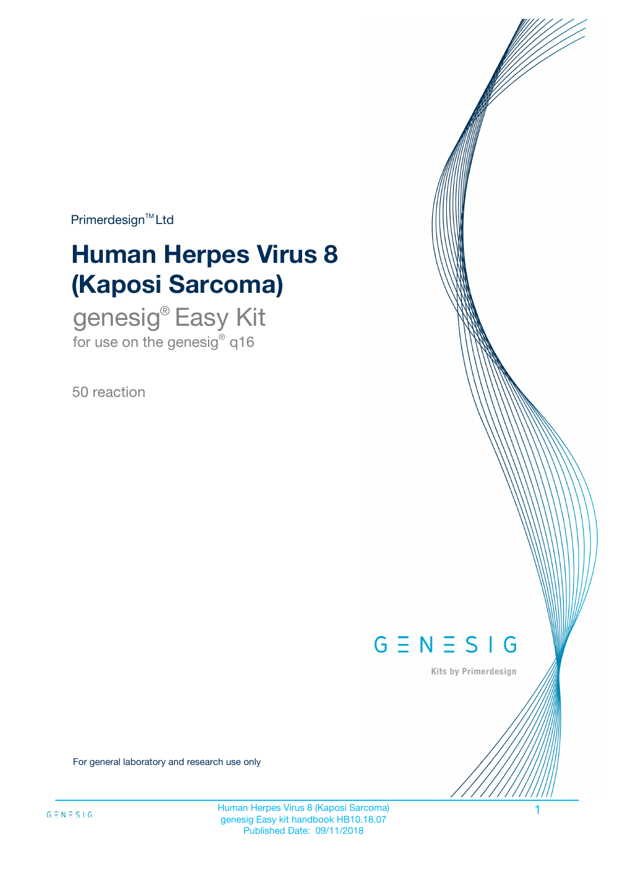Primerdesign™ Ltd

# Human Herpes Virus 8 (Kaposi Sarcoma)

## genesig® Easy Kit

for use on the genesig® q16

50 reaction

GENESIG

Kits by Primerdesign

For general laboratory and research use only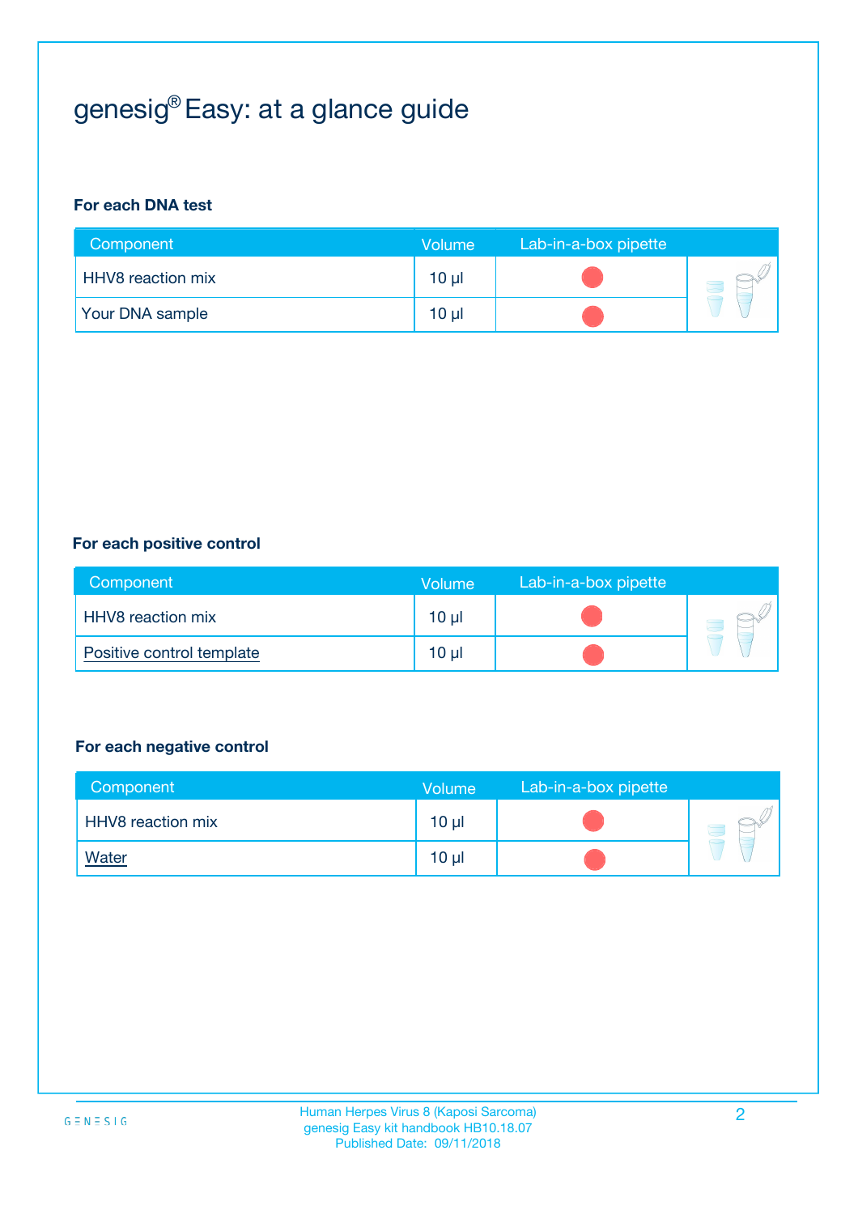# genesig® Easy: at a glance guide

**For each DNA test**

| Component | Volume | Lab-in-a-box pipette |
| --- | --- | --- |
| HHV8 reaction mix | 10 µl | |
| Your DNA sample | 10 µl | |

**For each positive control**

| Component | Volume | Lab-in-a-box pipette |
| --- | --- | --- |
| HHV8 reaction mix | 10 µl | |
| Positive control template | 10 µl | |

**For each negative control**

| Component | Volume | Lab-in-a-box pipette |
| --- | --- | --- |
| HHV8 reaction mix | 10 µl | |
| Water | 10 µl | |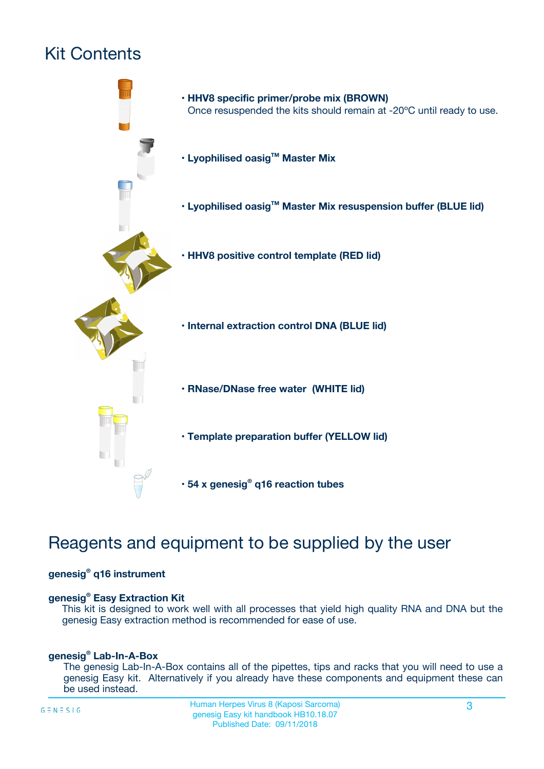# Kit Contents

- **HHV8 specific primer/probe mix (BROWN)**
  Once resuspended the kits should remain at -20ºC until ready to use.
- **Lyophilised oasig™ Master Mix**
- **Lyophilised oasig™ Master Mix resuspension buffer (BLUE lid)**
- **HHV8 positive control template (RED lid)**
- **Internal extraction control DNA (BLUE lid)**
- **RNase/DNase free water (WHITE lid)**
- **Template preparation buffer (YELLOW lid)**
- **54 x genesig® q16 reaction tubes**

# Reagents and equipment to be supplied by the user

**genesig® q16 instrument**

**genesig® Easy Extraction Kit**

This kit is designed to work well with all processes that yield high quality RNA and DNA but the genesig Easy extraction method is recommended for ease of use.

**genesig® Lab-In-A-Box**

The genesig Lab-In-A-Box contains all of the pipettes, tips and racks that you will need to use a genesig Easy kit. Alternatively if you already have these components and equipment these can be used instead.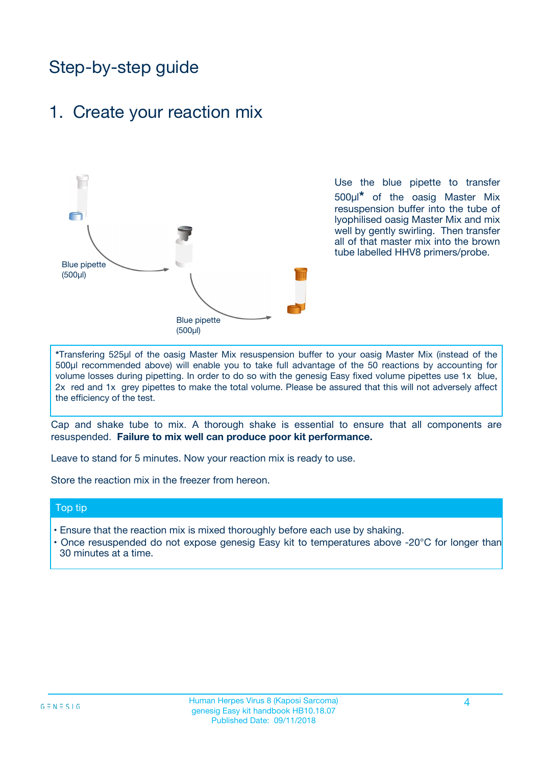# Step-by-step guide

## 1. Create your reaction mix

Blue pipette (500µl)

Blue pipette (500µl)

Use the blue pipette to transfer 500µl* of the oasig Master Mix resuspension buffer into the tube of lyophilised oasig Master Mix and mix well by gently swirling. Then transfer all of that master mix into the brown tube labelled HHV8 primers/probe.

*Transfering 525µl of the oasig Master Mix resuspension buffer to your oasig Master Mix (instead of the 500µl recommended above) will enable you to take full advantage of the 50 reactions by accounting for volume losses during pipetting. In order to do so with the genesig Easy fixed volume pipettes use 1x blue, 2x red and 1x grey pipettes to make the total volume. Please be assured that this will not adversely affect the efficiency of the test.

Cap and shake tube to mix. A thorough shake is essential to ensure that all components are resuspended. **Failure to mix well can produce poor kit performance.**

Leave to stand for 5 minutes. Now your reaction mix is ready to use.

Store the reaction mix in the freezer from hereon.

### Top tip

- Ensure that the reaction mix is mixed thoroughly before each use by shaking.
- Once resuspended do not expose genesig Easy kit to temperatures above -20°C for longer than 30 minutes at a time.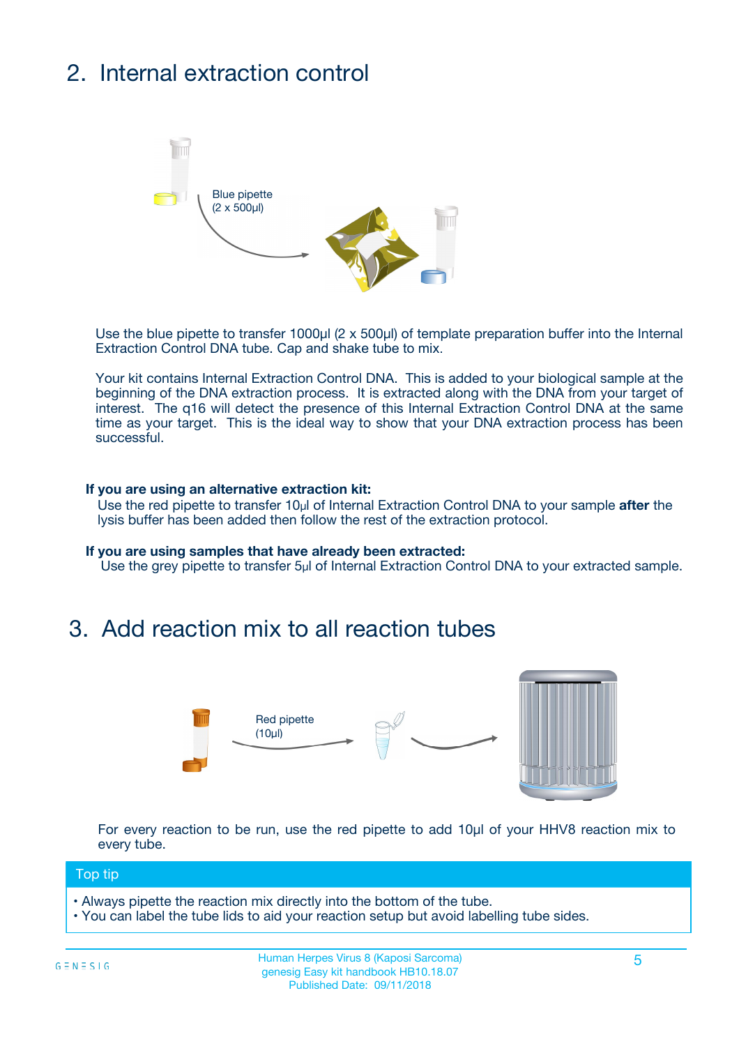## 2. Internal extraction control

Blue pipette
(2 x 500µl)

Use the blue pipette to transfer 1000µl (2 x 500µl) of template preparation buffer into the Internal Extraction Control DNA tube. Cap and shake tube to mix.

Your kit contains Internal Extraction Control DNA. This is added to your biological sample at the beginning of the DNA extraction process. It is extracted along with the DNA from your target of interest. The q16 will detect the presence of this Internal Extraction Control DNA at the same time as your target. This is the ideal way to show that your DNA extraction process has been successful.

**If you are using an alternative extraction kit:**
Use the red pipette to transfer 10µl of Internal Extraction Control DNA to your sample **after** the lysis buffer has been added then follow the rest of the extraction protocol.

**If you are using samples that have already been extracted:**
Use the grey pipette to transfer 5µl of Internal Extraction Control DNA to your extracted sample.

## 3. Add reaction mix to all reaction tubes

Red pipette
(10µl)

For every reaction to be run, use the red pipette to add 10µl of your HHV8 reaction mix to every tube.

**Top tip**

- Always pipette the reaction mix directly into the bottom of the tube.
- You can label the tube lids to aid your reaction setup but avoid labelling tube sides.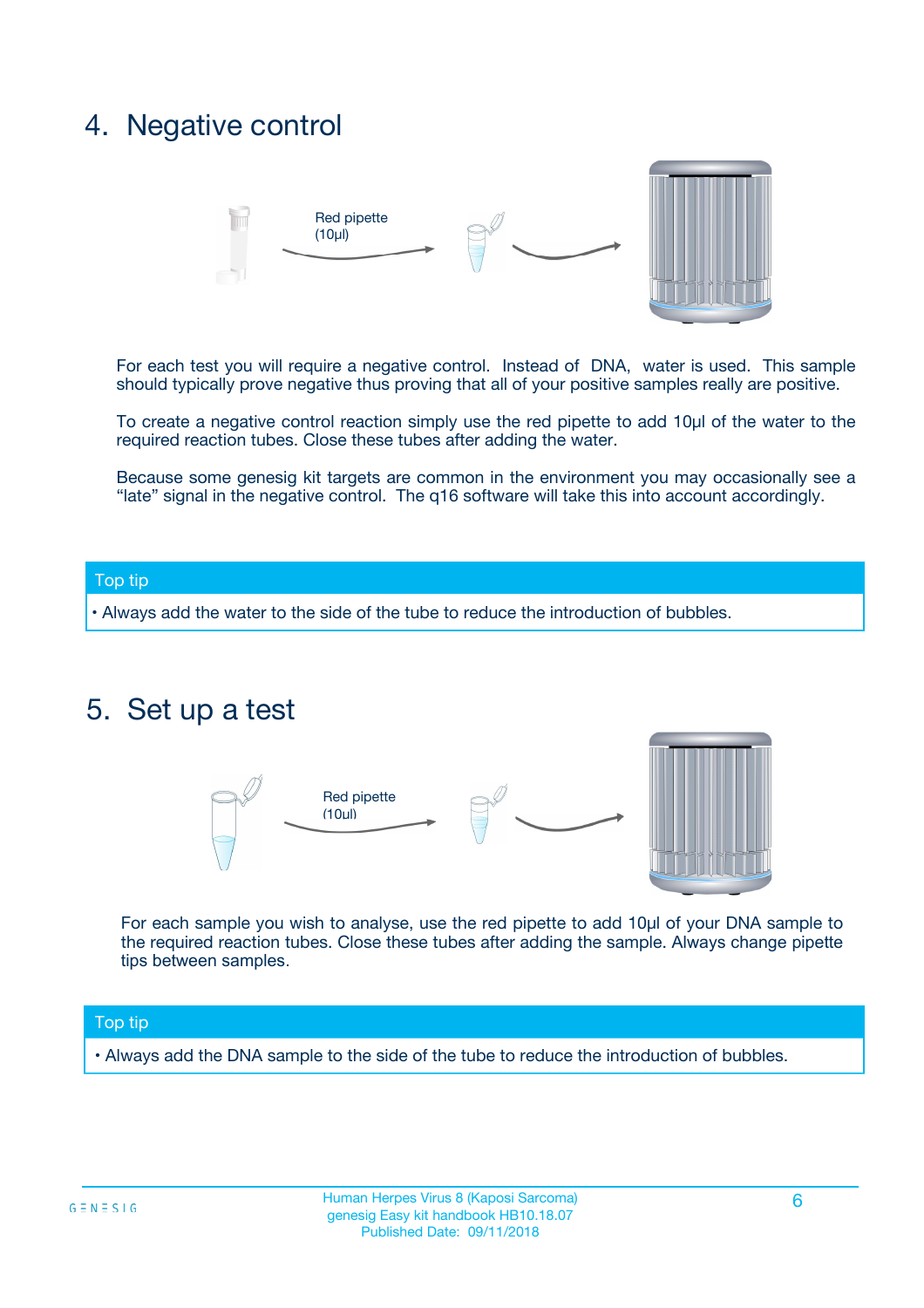## 4. Negative control

Red pipette (10µl)

For each test you will require a negative control. Instead of DNA, water is used. This sample should typically prove negative thus proving that all of your positive samples really are positive.

To create a negative control reaction simply use the red pipette to add 10µl of the water to the required reaction tubes. Close these tubes after adding the water.

Because some genesig kit targets are common in the environment you may occasionally see a "late" signal in the negative control. The q16 software will take this into account accordingly.

**Top tip**

- Always add the water to the side of the tube to reduce the introduction of bubbles.

## 5. Set up a test

Red pipette (10µl)

For each sample you wish to analyse, use the red pipette to add 10µl of your DNA sample to the required reaction tubes. Close these tubes after adding the sample. Always change pipette tips between samples.

**Top tip**

- Always add the DNA sample to the side of the tube to reduce the introduction of bubbles.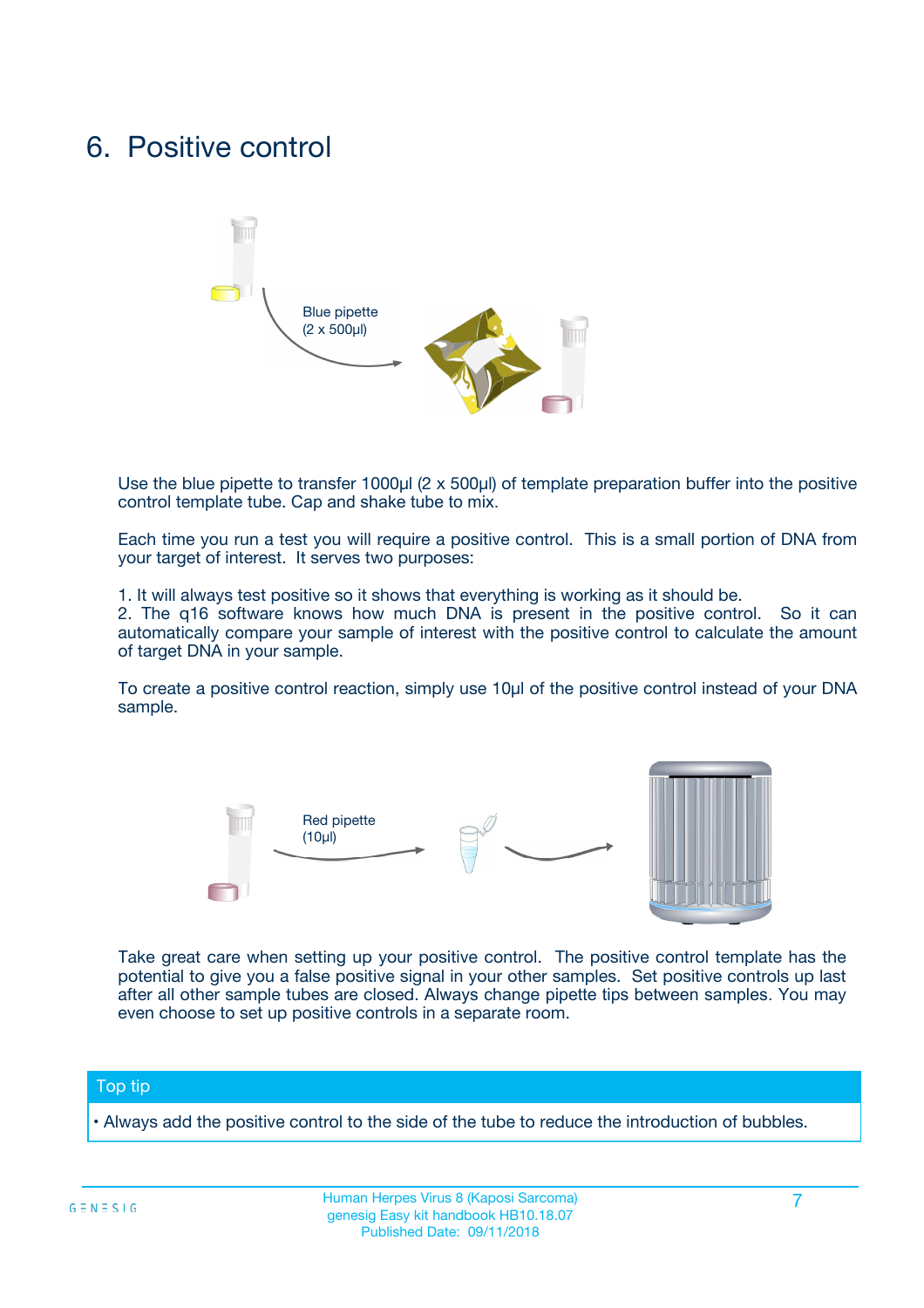# 6. Positive control

Blue pipette
(2 x 500µl)

Use the blue pipette to transfer 1000µl (2 x 500µl) of template preparation buffer into the positive control template tube. Cap and shake tube to mix.

Each time you run a test you will require a positive control. This is a small portion of DNA from your target of interest. It serves two purposes:

1. It will always test positive so it shows that everything is working as it should be.
2. The q16 software knows how much DNA is present in the positive control. So it can automatically compare your sample of interest with the positive control to calculate the amount of target DNA in your sample.

To create a positive control reaction, simply use 10µl of the positive control instead of your DNA sample.

Red pipette
(10µl)

Take great care when setting up your positive control. The positive control template has the potential to give you a false positive signal in your other samples. Set positive controls up last after all other sample tubes are closed. Always change pipette tips between samples. You may even choose to set up positive controls in a separate room.

**Top tip**

- Always add the positive control to the side of the tube to reduce the introduction of bubbles.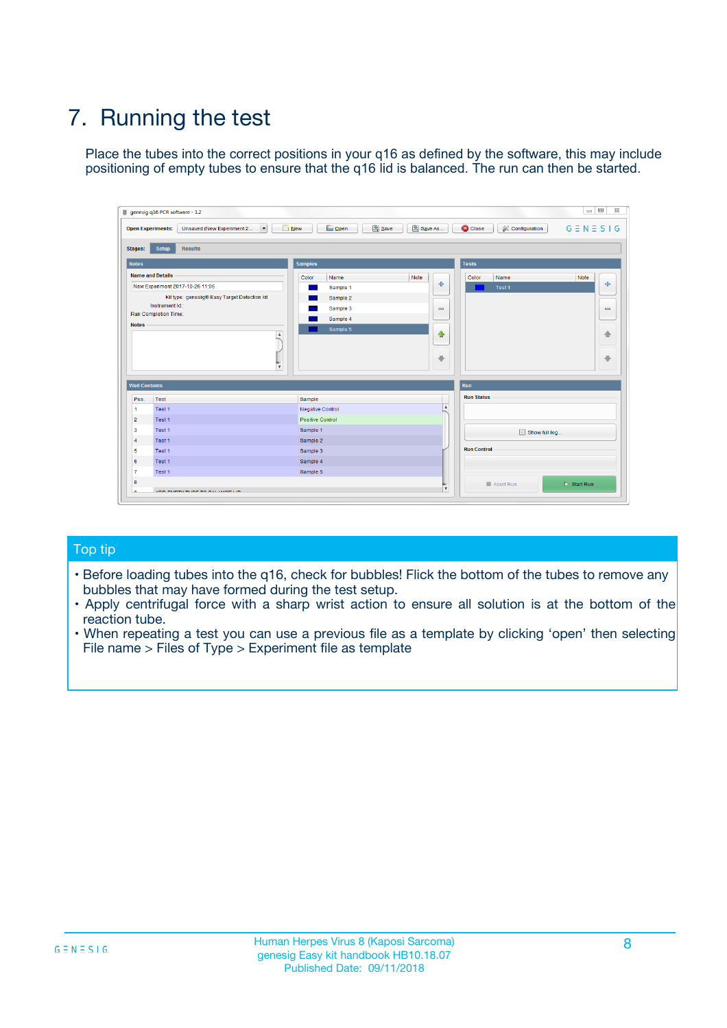# 7. Running the test

Place the tubes into the correct positions in your q16 as defined by the software, this may include positioning of empty tubes to ensure that the q16 lid is balanced. The run can then be started.

## Top tip

- Before loading tubes into the q16, check for bubbles! Flick the bottom of the tubes to remove any bubbles that may have formed during the test setup.
- Apply centrifugal force with a sharp wrist action to ensure all solution is at the bottom of the reaction tube.
- When repeating a test you can use a previous file as a template by clicking 'open' then selecting File name > Files of Type > Experiment file as template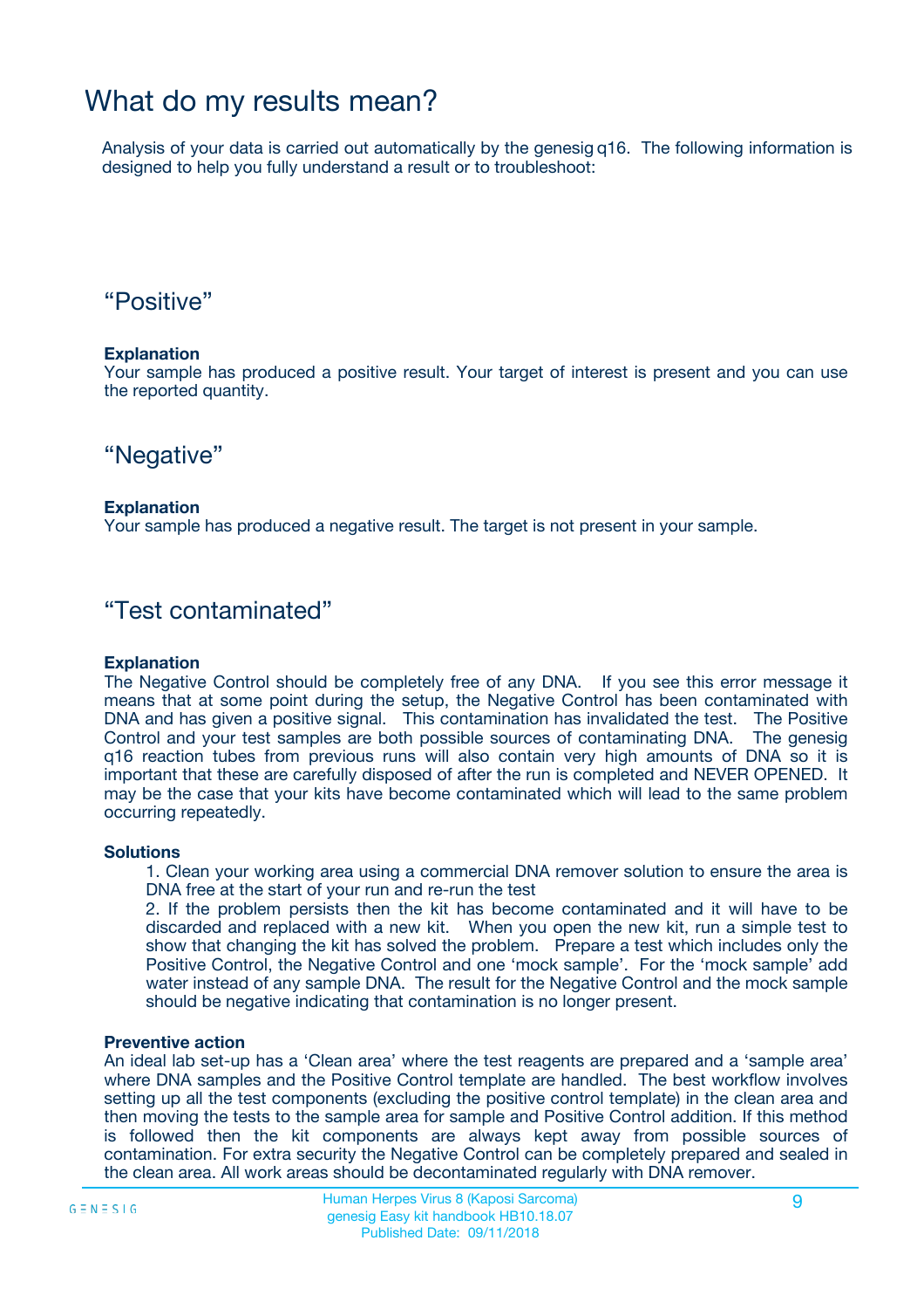# What do my results mean?

Analysis of your data is carried out automatically by the genesig q16. The following information is designed to help you fully understand a result or to troubleshoot:

## “Positive”

**Explanation**

Your sample has produced a positive result. Your target of interest is present and you can use the reported quantity.

## “Negative”

**Explanation**

Your sample has produced a negative result. The target is not present in your sample.

## “Test contaminated”

**Explanation**

The Negative Control should be completely free of any DNA. If you see this error message it means that at some point during the setup, the Negative Control has been contaminated with DNA and has given a positive signal. This contamination has invalidated the test. The Positive Control and your test samples are both possible sources of contaminating DNA. The genesig q16 reaction tubes from previous runs will also contain very high amounts of DNA so it is important that these are carefully disposed of after the run is completed and NEVER OPENED. It may be the case that your kits have become contaminated which will lead to the same problem occurring repeatedly.

**Solutions**

1. Clean your working area using a commercial DNA remover solution to ensure the area is DNA free at the start of your run and re-run the test
2. If the problem persists then the kit has become contaminated and it will have to be discarded and replaced with a new kit. When you open the new kit, run a simple test to show that changing the kit has solved the problem. Prepare a test which includes only the Positive Control, the Negative Control and one ‘mock sample’. For the ‘mock sample’ add water instead of any sample DNA. The result for the Negative Control and the mock sample should be negative indicating that contamination is no longer present.

**Preventive action**

An ideal lab set-up has a ‘Clean area’ where the test reagents are prepared and a ‘sample area’ where DNA samples and the Positive Control template are handled. The best workflow involves setting up all the test components (excluding the positive control template) in the clean area and then moving the tests to the sample area for sample and Positive Control addition. If this method is followed then the kit components are always kept away from possible sources of contamination. For extra security the Negative Control can be completely prepared and sealed in the clean area. All work areas should be decontaminated regularly with DNA remover.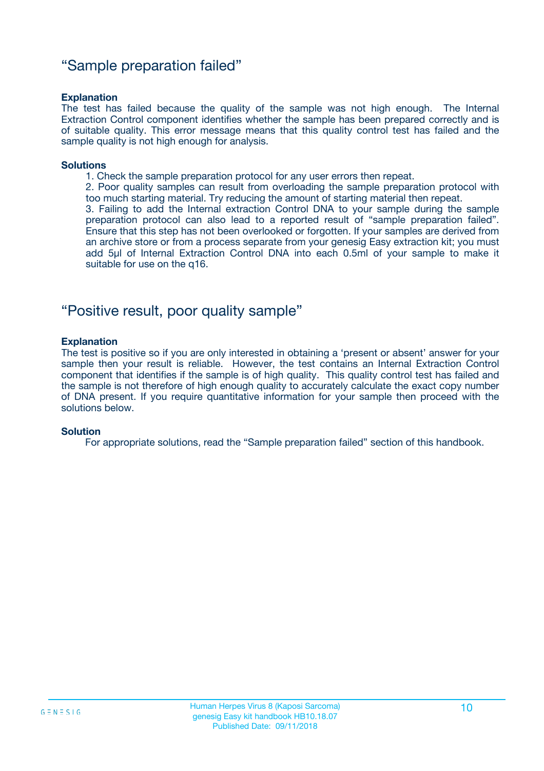## “Sample preparation failed”

**Explanation**

The test has failed because the quality of the sample was not high enough. The Internal Extraction Control component identifies whether the sample has been prepared correctly and is of suitable quality. This error message means that this quality control test has failed and the sample quality is not high enough for analysis.

**Solutions**

1. Check the sample preparation protocol for any user errors then repeat.
2. Poor quality samples can result from overloading the sample preparation protocol with too much starting material. Try reducing the amount of starting material then repeat.
3. Failing to add the Internal extraction Control DNA to your sample during the sample preparation protocol can also lead to a reported result of “sample preparation failed”. Ensure that this step has not been overlooked or forgotten. If your samples are derived from an archive store or from a process separate from your genesig Easy extraction kit; you must add 5µl of Internal Extraction Control DNA into each 0.5ml of your sample to make it suitable for use on the q16.

## “Positive result, poor quality sample”

**Explanation**

The test is positive so if you are only interested in obtaining a ‘present or absent’ answer for your sample then your result is reliable. However, the test contains an Internal Extraction Control component that identifies if the sample is of high quality. This quality control test has failed and the sample is not therefore of high enough quality to accurately calculate the exact copy number of DNA present. If you require quantitative information for your sample then proceed with the solutions below.

**Solution**

For appropriate solutions, read the “Sample preparation failed” section of this handbook.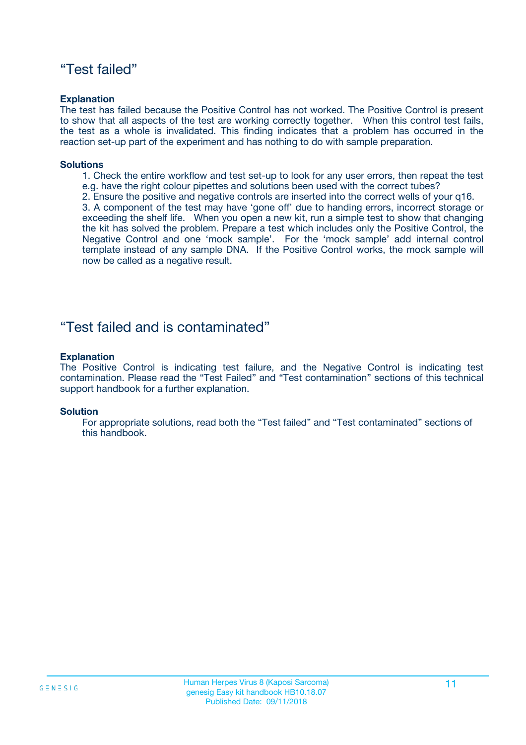## "Test failed"

**Explanation**

The test has failed because the Positive Control has not worked. The Positive Control is present to show that all aspects of the test are working correctly together. When this control test fails, the test as a whole is invalidated. This finding indicates that a problem has occurred in the reaction set-up part of the experiment and has nothing to do with sample preparation.

**Solutions**

1. Check the entire workflow and test set-up to look for any user errors, then repeat the test e.g. have the right colour pipettes and solutions been used with the correct tubes?
2. Ensure the positive and negative controls are inserted into the correct wells of your q16.
3. A component of the test may have 'gone off' due to handing errors, incorrect storage or exceeding the shelf life. When you open a new kit, run a simple test to show that changing the kit has solved the problem. Prepare a test which includes only the Positive Control, the Negative Control and one 'mock sample'. For the 'mock sample' add internal control template instead of any sample DNA. If the Positive Control works, the mock sample will now be called as a negative result.

## "Test failed and is contaminated"

**Explanation**

The Positive Control is indicating test failure, and the Negative Control is indicating test contamination. Please read the "Test Failed" and "Test contamination" sections of this technical support handbook for a further explanation.

**Solution**

For appropriate solutions, read both the "Test failed" and "Test contaminated" sections of this handbook.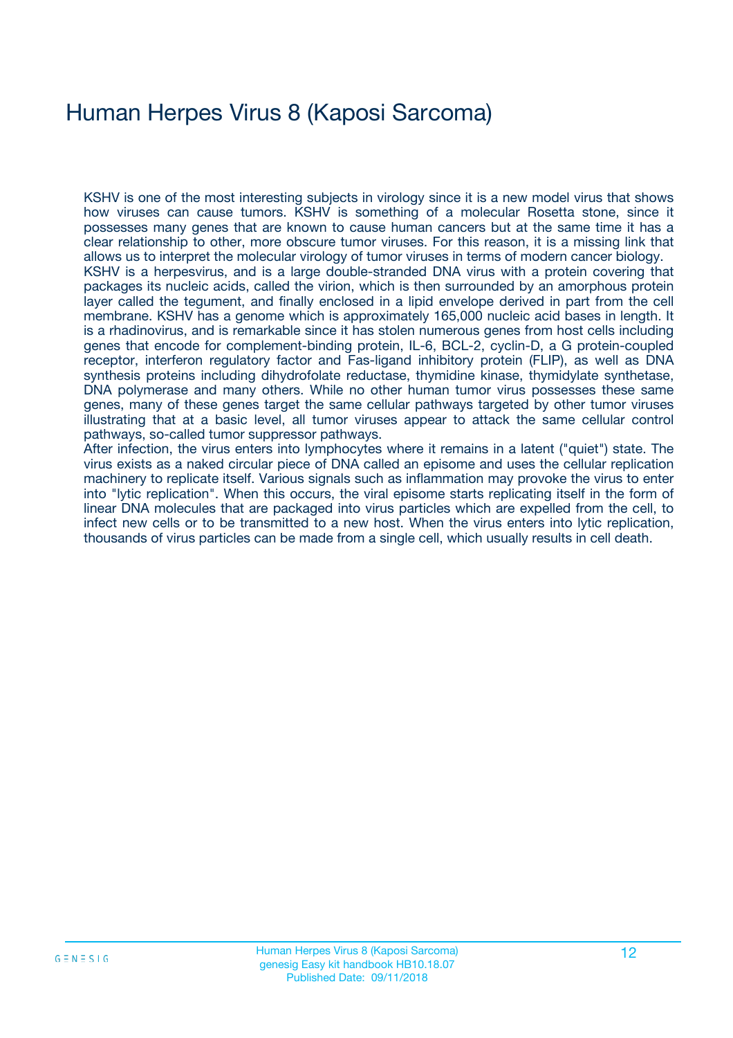# Human Herpes Virus 8 (Kaposi Sarcoma)

KSHV is one of the most interesting subjects in virology since it is a new model virus that shows how viruses can cause tumors. KSHV is something of a molecular Rosetta stone, since it possesses many genes that are known to cause human cancers but at the same time it has a clear relationship to other, more obscure tumor viruses. For this reason, it is a missing link that allows us to interpret the molecular virology of tumor viruses in terms of modern cancer biology.
KSHV is a herpesvirus, and is a large double-stranded DNA virus with a protein covering that packages its nucleic acids, called the virion, which is then surrounded by an amorphous protein layer called the tegument, and finally enclosed in a lipid envelope derived in part from the cell membrane. KSHV has a genome which is approximately 165,000 nucleic acid bases in length. It is a rhadinovirus, and is remarkable since it has stolen numerous genes from host cells including genes that encode for complement-binding protein, IL-6, BCL-2, cyclin-D, a G protein-coupled receptor, interferon regulatory factor and Fas-ligand inhibitory protein (FLIP), as well as DNA synthesis proteins including dihydrofolate reductase, thymidine kinase, thymidylate synthetase, DNA polymerase and many others. While no other human tumor virus possesses these same genes, many of these genes target the same cellular pathways targeted by other tumor viruses illustrating that at a basic level, all tumor viruses appear to attack the same cellular control pathways, so-called tumor suppressor pathways.
After infection, the virus enters into lymphocytes where it remains in a latent ("quiet") state. The virus exists as a naked circular piece of DNA called an episome and uses the cellular replication machinery to replicate itself. Various signals such as inflammation may provoke the virus to enter into "lytic replication". When this occurs, the viral episome starts replicating itself in the form of linear DNA molecules that are packaged into virus particles which are expelled from the cell, to infect new cells or to be transmitted to a new host. When the virus enters into lytic replication, thousands of virus particles can be made from a single cell, which usually results in cell death.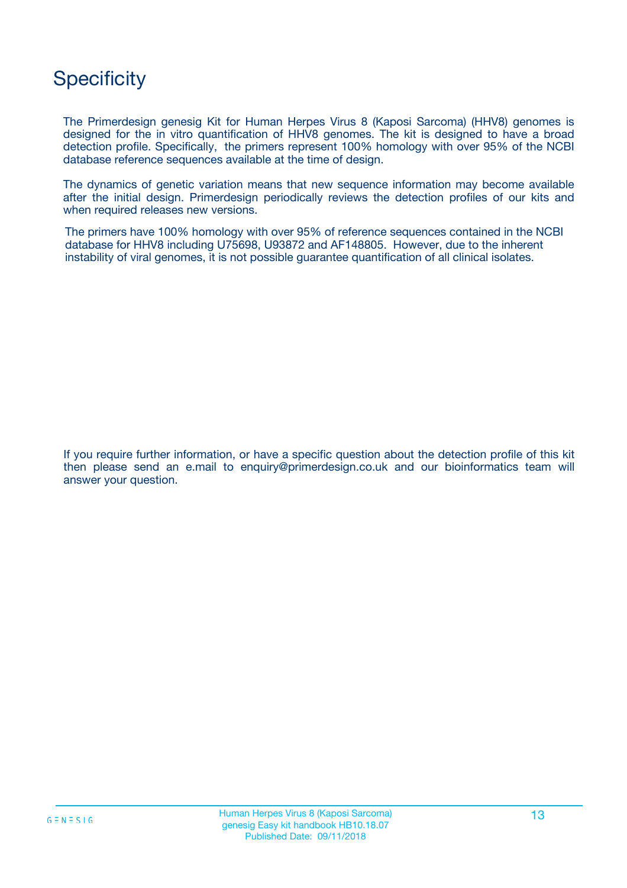# Specificity

The Primerdesign genesig Kit for Human Herpes Virus 8 (Kaposi Sarcoma) (HHV8) genomes is designed for the in vitro quantification of HHV8 genomes. The kit is designed to have a broad detection profile. Specifically, the primers represent 100% homology with over 95% of the NCBI database reference sequences available at the time of design.

The dynamics of genetic variation means that new sequence information may become available after the initial design. Primerdesign periodically reviews the detection profiles of our kits and when required releases new versions.

The primers have 100% homology with over 95% of reference sequences contained in the NCBI database for HHV8 including U75698, U93872 and AF148805. However, due to the inherent instability of viral genomes, it is not possible guarantee quantification of all clinical isolates.

If you require further information, or have a specific question about the detection profile of this kit then please send an e.mail to enquiry@primerdesign.co.uk and our bioinformatics team will answer your question.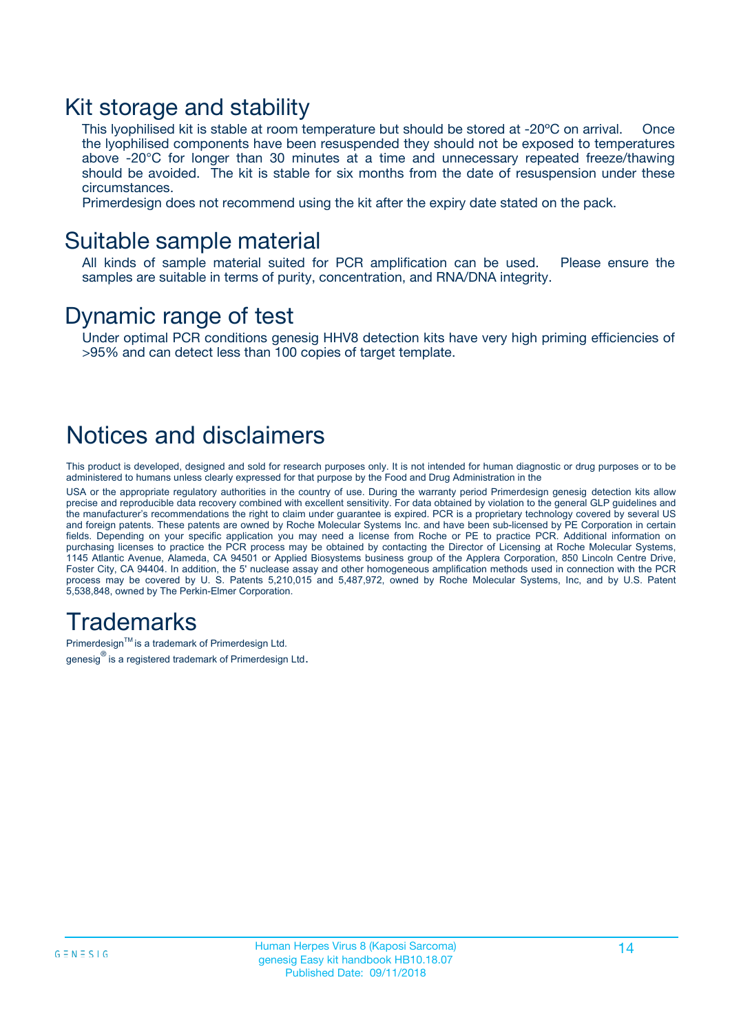## Kit storage and stability

This lyophilised kit is stable at room temperature but should be stored at -20ºC on arrival. Once the lyophilised components have been resuspended they should not be exposed to temperatures above -20°C for longer than 30 minutes at a time and unnecessary repeated freeze/thawing should be avoided. The kit is stable for six months from the date of resuspension under these circumstances.

Primerdesign does not recommend using the kit after the expiry date stated on the pack.

## Suitable sample material

All kinds of sample material suited for PCR amplification can be used. Please ensure the samples are suitable in terms of purity, concentration, and RNA/DNA integrity.

## Dynamic range of test

Under optimal PCR conditions genesig HHV8 detection kits have very high priming efficiencies of >95% and can detect less than 100 copies of target template.

# Notices and disclaimers

This product is developed, designed and sold for research purposes only. It is not intended for human diagnostic or drug purposes or to be administered to humans unless clearly expressed for that purpose by the Food and Drug Administration in the

USA or the appropriate regulatory authorities in the country of use. During the warranty period Primerdesign genesig detection kits allow precise and reproducible data recovery combined with excellent sensitivity. For data obtained by violation to the general GLP guidelines and the manufacturer's recommendations the right to claim under guarantee is expired. PCR is a proprietary technology covered by several US and foreign patents. These patents are owned by Roche Molecular Systems Inc. and have been sub-licensed by PE Corporation in certain fields. Depending on your specific application you may need a license from Roche or PE to practice PCR. Additional information on purchasing licenses to practice the PCR process may be obtained by contacting the Director of Licensing at Roche Molecular Systems, 1145 Atlantic Avenue, Alameda, CA 94501 or Applied Biosystems business group of the Applera Corporation, 850 Lincoln Centre Drive, Foster City, CA 94404. In addition, the 5' nuclease assay and other homogeneous amplification methods used in connection with the PCR process may be covered by U. S. Patents 5,210,015 and 5,487,972, owned by Roche Molecular Systems, Inc, and by U.S. Patent 5,538,848, owned by The Perkin-Elmer Corporation.

# Trademarks

Primerdesign™ is a trademark of Primerdesign Ltd.

genesig® is a registered trademark of Primerdesign Ltd.